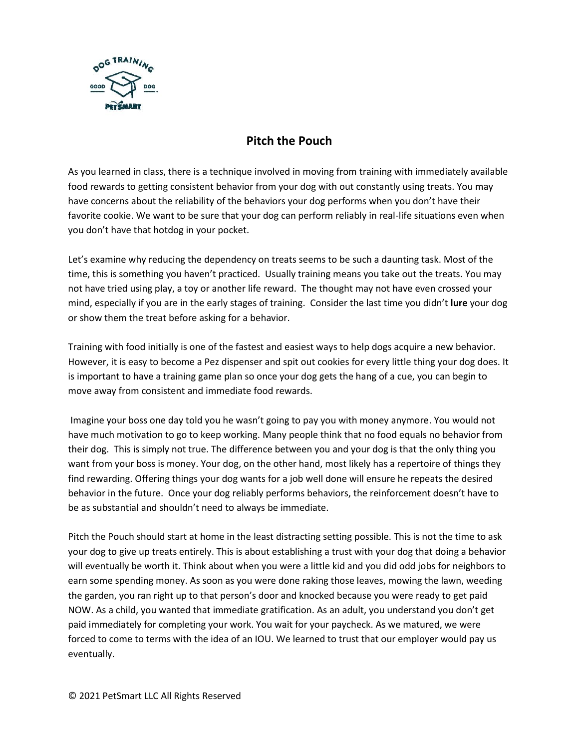# Pitch the Pouch

As you learned in class, there is a technique involved in moving from training with immediately available food rewards to getting consistent behavior from your dog with out constantly using treats. You may have concerns about the reliability of the behaviors your dog performs when you don't have their favorite cookie. We want to be sure that your dog can perform reliably in real-life situations even when you don't have that hotdog in your pocket.

Let's examine why reducing the dependency on treats seems to be such a daunting task. Most of the time, this is something you haven't practiced. Usually training means you take out the treats. You may not have tried using play, a toy or another life reward. The thought may not have even crossed your mind, especially if you are in the early stages of training. Consider the last time you didn't **lure** your dog or show them the treat before asking for a behavior.

Training with food initially is one of the fastest and easiest ways to help dogs acquire a new behavior. However, it is easy to become a Pez dispenser and spit out cookies for every little thing your dog does. It is important to have a training game plan so once your dog gets the hang of a cue, you can begin to move away from consistent and immediate food rewards.

Imagine your boss one day told you he wasn't going to pay you with money anymore. You would not have much motivation to go to keep working. Many people think that no food equals no behavior from their dog. This is simply not true. The difference between you and your dog is that the only thing you want from your boss is money. Your dog, on the other hand, most likely has a repertoire of things they find rewarding. Offering things your dog wants for a job well done will ensure he repeats the desired behavior in the future. Once your dog reliably performs behaviors, the reinforcement doesn't have to be as substantial and shouldn't need to always be immediate.

Pitch the Pouch should start at home in the least distracting setting possible. This is not the time to ask your dog to give up treats entirely. This is about establishing a trust with your dog that doing a behavior will eventually be worth it. Think about when you were a little kid and you did odd jobs for neighbors to earn some spending money. As soon as you were done raking those leaves, mowing the lawn, weeding the garden, you ran right up to that person's door and knocked because you were ready to get paid NOW. As a child, you wanted that immediate gratification. As an adult, you understand you don't get paid immediately for completing your work. You wait for your paycheck. As we matured, we were forced to come to terms with the idea of an IOU. We learned to trust that our employer would pay us eventually.

© 2021 PetSmart LLC All Rights Reserved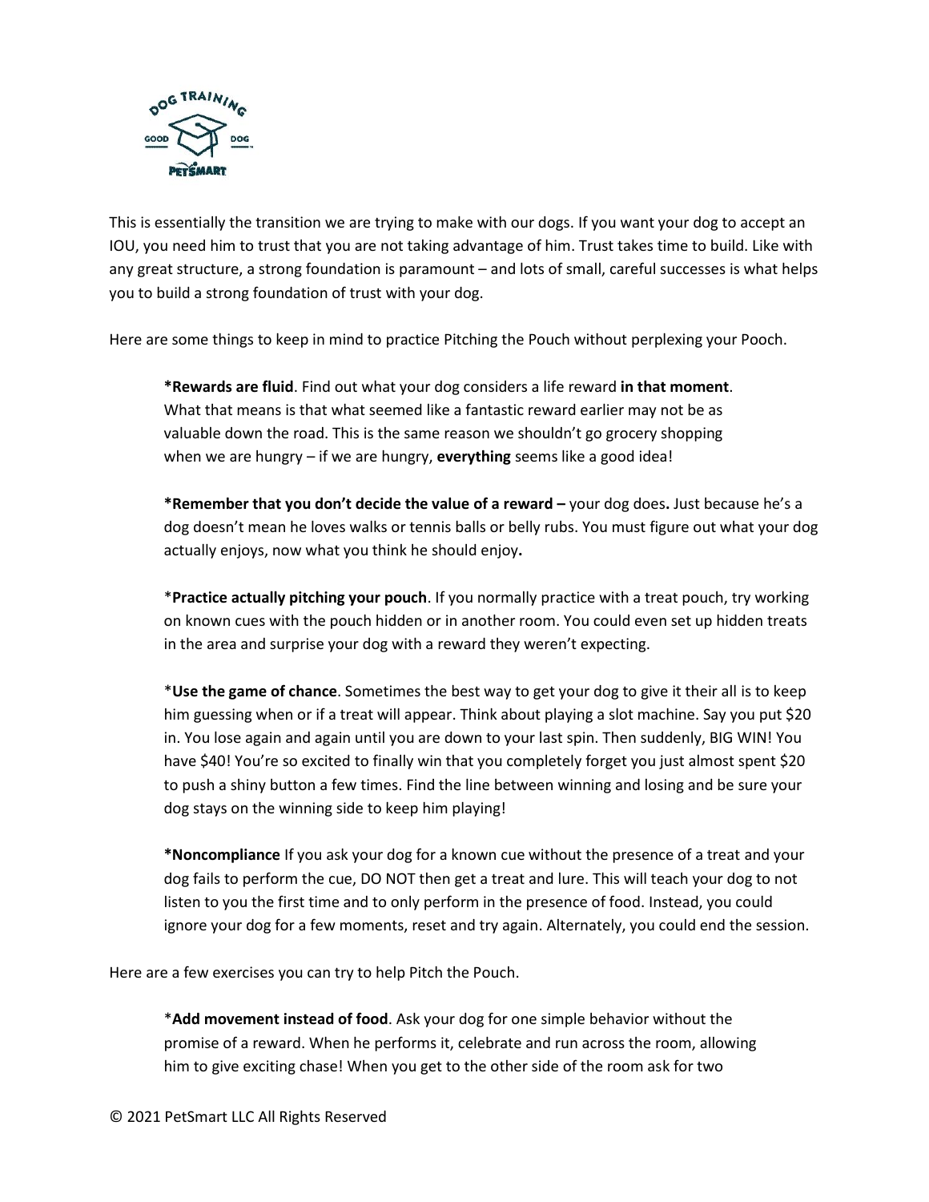This is essentially the transition we are trying to make with our dogs. If you want your dog to accept an IOU, you need him to trust that you are not taking advantage of him. Trust takes time to build. Like with any great structure, a strong foundation is paramount – and lots of small, careful successes is what helps you to build a strong foundation of trust with your dog.

Here are some things to keep in mind to practice Pitching the Pouch without perplexing your Pooch.

***Rewards are fluid**. Find out what your dog considers a life reward **in that moment**. What that means is that what seemed like a fantastic reward earlier may not be as valuable down the road. This is the same reason we shouldn't go grocery shopping when we are hungry – if we are hungry, **everything** seems like a good idea!

***Remember that you don't decide the value of a reward –** your dog does**.** Just because he's a dog doesn't mean he loves walks or tennis balls or belly rubs. You must figure out what your dog actually enjoys, now what you think he should enjoy**.**

*__Practice actually pitching your pouch__. If you normally practice with a treat pouch, try working on known cues with the pouch hidden or in another room. You could even set up hidden treats in the area and surprise your dog with a reward they weren't expecting.

*__Use the game of chance__. Sometimes the best way to get your dog to give it their all is to keep him guessing when or if a treat will appear. Think about playing a slot machine. Say you put $20 in. You lose again and again until you are down to your last spin. Then suddenly, BIG WIN! You have $40! You're so excited to finally win that you completely forget you just almost spent $20 to push a shiny button a few times. Find the line between winning and losing and be sure your dog stays on the winning side to keep him playing!

***Noncompliance** If you ask your dog for a known cue without the presence of a treat and your dog fails to perform the cue, DO NOT then get a treat and lure. This will teach your dog to not listen to you the first time and to only perform in the presence of food. Instead, you could ignore your dog for a few moments, reset and try again. Alternately, you could end the session.

Here are a few exercises you can try to help Pitch the Pouch.

*__Add movement instead of food__. Ask your dog for one simple behavior without the promise of a reward. When he performs it, celebrate and run across the room, allowing him to give exciting chase! When you get to the other side of the room ask for two

© 2021 PetSmart LLC All Rights Reserved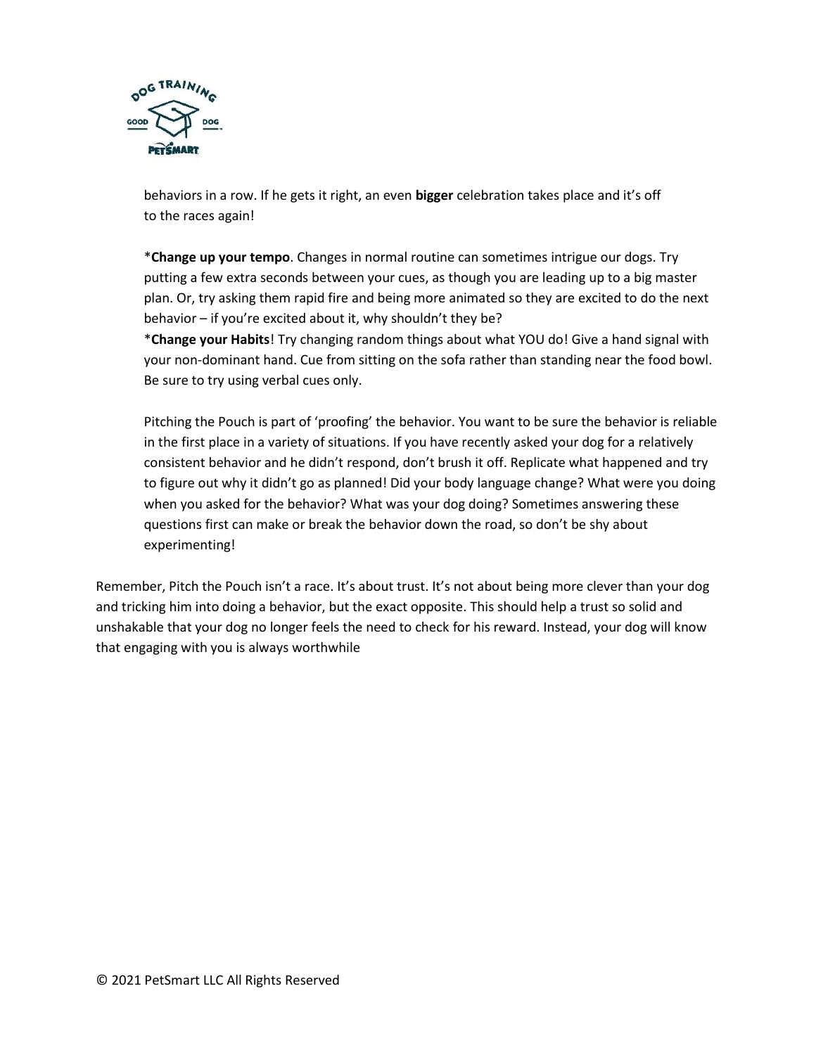behaviors in a row. If he gets it right, an even **bigger** celebration takes place and it's off to the races again!

*__Change up your tempo__. Changes in normal routine can sometimes intrigue our dogs. Try putting a few extra seconds between your cues, as though you are leading up to a big master plan. Or, try asking them rapid fire and being more animated so they are excited to do the next behavior – if you're excited about it, why shouldn't they be?

*__Change your Habits__! Try changing random things about what YOU do! Give a hand signal with your non-dominant hand. Cue from sitting on the sofa rather than standing near the food bowl. Be sure to try using verbal cues only.

Pitching the Pouch is part of 'proofing' the behavior. You want to be sure the behavior is reliable in the first place in a variety of situations. If you have recently asked your dog for a relatively consistent behavior and he didn't respond, don't brush it off. Replicate what happened and try to figure out why it didn't go as planned! Did your body language change? What were you doing when you asked for the behavior? What was your dog doing? Sometimes answering these questions first can make or break the behavior down the road, so don't be shy about experimenting!

Remember, Pitch the Pouch isn't a race. It's about trust. It's not about being more clever than your dog and tricking him into doing a behavior, but the exact opposite. This should help a trust so solid and unshakable that your dog no longer feels the need to check for his reward. Instead, your dog will know that engaging with you is always worthwhile

© 2021 PetSmart LLC All Rights Reserved